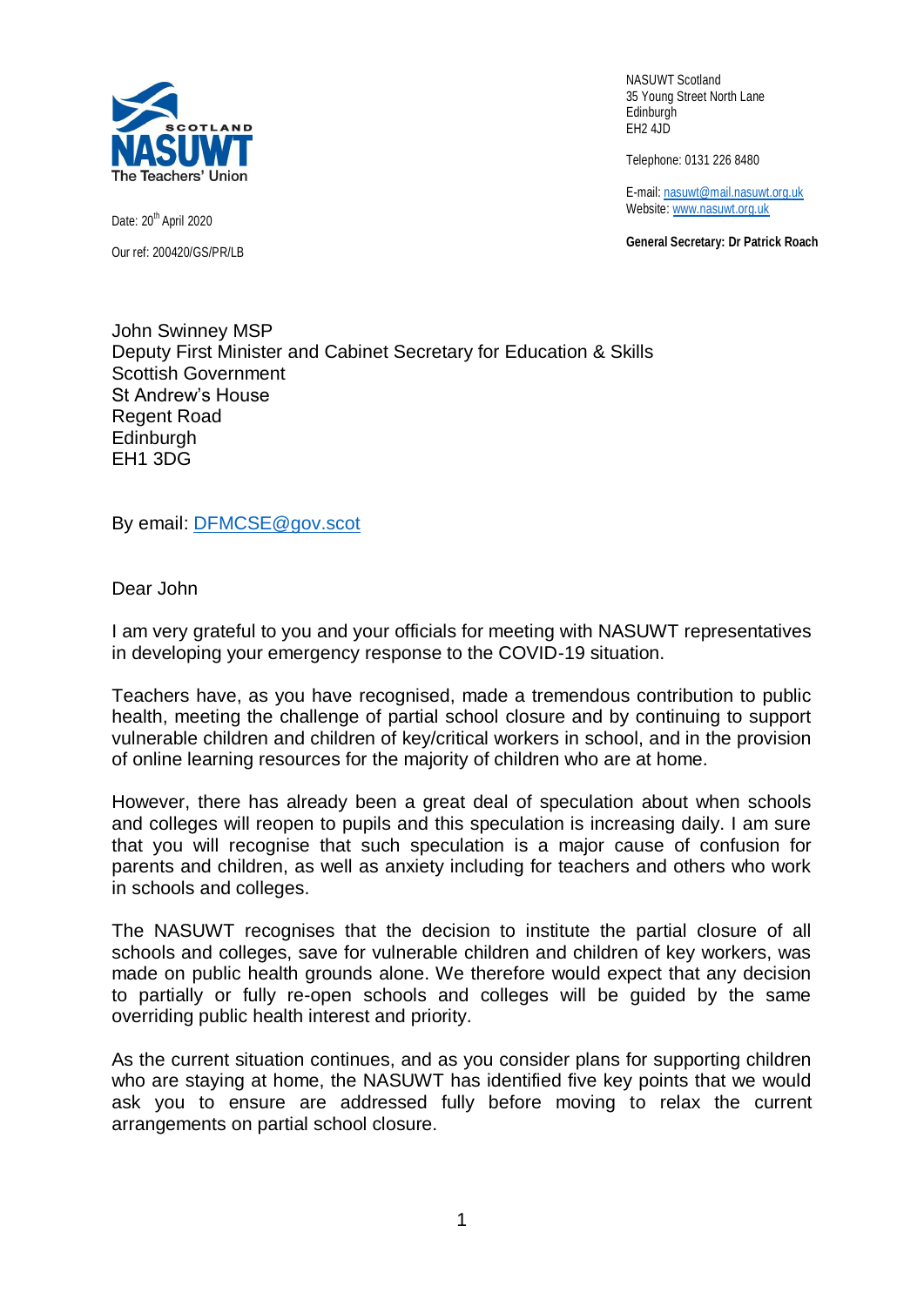NASUWT Scotland
35 Young Street North Lane
Edinburgh
EH2 4JD

Telephone: 0131 226 8480

E-mail: nasuwt@mail.nasuwt.org.uk
Website: www.nasuwt.org.uk

**General Secretary: Dr Patrick Roach**

Date: 20th April 2020

Our ref: 200420/GS/PR/LB

John Swinney MSP
Deputy First Minister and Cabinet Secretary for Education & Skills
Scottish Government
St Andrew's House
Regent Road
Edinburgh
EH1 3DG

By email: DFMCSE@gov.scot

Dear John

I am very grateful to you and your officials for meeting with NASUWT representatives in developing your emergency response to the COVID-19 situation.

Teachers have, as you have recognised, made a tremendous contribution to public health, meeting the challenge of partial school closure and by continuing to support vulnerable children and children of key/critical workers in school, and in the provision of online learning resources for the majority of children who are at home.

However, there has already been a great deal of speculation about when schools and colleges will reopen to pupils and this speculation is increasing daily. I am sure that you will recognise that such speculation is a major cause of confusion for parents and children, as well as anxiety including for teachers and others who work in schools and colleges.

The NASUWT recognises that the decision to institute the partial closure of all schools and colleges, save for vulnerable children and children of key workers, was made on public health grounds alone. We therefore would expect that any decision to partially or fully re-open schools and colleges will be guided by the same overriding public health interest and priority.

As the current situation continues, and as you consider plans for supporting children who are staying at home, the NASUWT has identified five key points that we would ask you to ensure are addressed fully before moving to relax the current arrangements on partial school closure.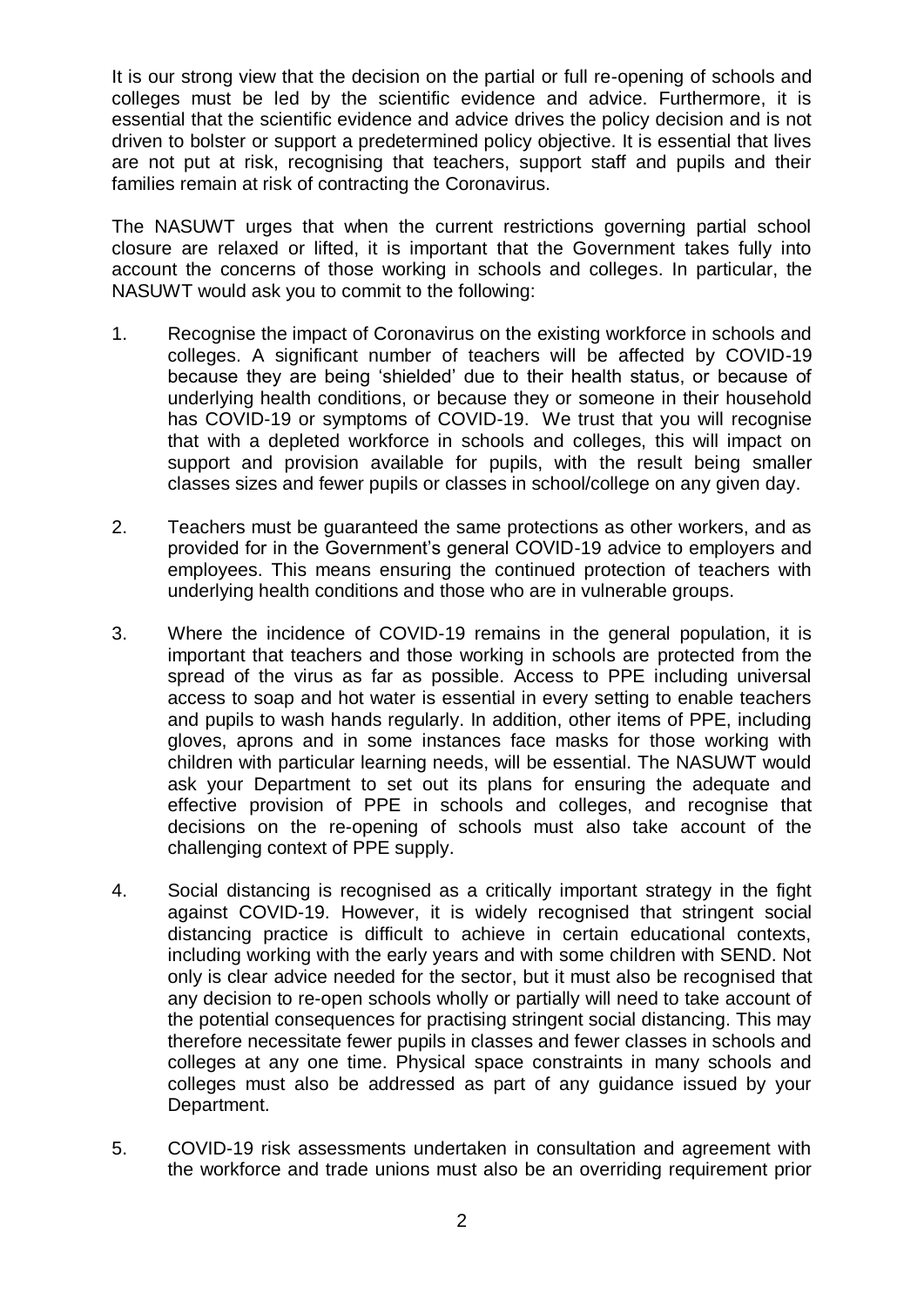It is our strong view that the decision on the partial or full re-opening of schools and colleges must be led by the scientific evidence and advice. Furthermore, it is essential that the scientific evidence and advice drives the policy decision and is not driven to bolster or support a predetermined policy objective. It is essential that lives are not put at risk, recognising that teachers, support staff and pupils and their families remain at risk of contracting the Coronavirus.

The NASUWT urges that when the current restrictions governing partial school closure are relaxed or lifted, it is important that the Government takes fully into account the concerns of those working in schools and colleges. In particular, the NASUWT would ask you to commit to the following:

1. Recognise the impact of Coronavirus on the existing workforce in schools and colleges. A significant number of teachers will be affected by COVID-19 because they are being 'shielded' due to their health status, or because of underlying health conditions, or because they or someone in their household has COVID-19 or symptoms of COVID-19. We trust that you will recognise that with a depleted workforce in schools and colleges, this will impact on support and provision available for pupils, with the result being smaller classes sizes and fewer pupils or classes in school/college on any given day.

2. Teachers must be guaranteed the same protections as other workers, and as provided for in the Government's general COVID-19 advice to employers and employees. This means ensuring the continued protection of teachers with underlying health conditions and those who are in vulnerable groups.

3. Where the incidence of COVID-19 remains in the general population, it is important that teachers and those working in schools are protected from the spread of the virus as far as possible. Access to PPE including universal access to soap and hot water is essential in every setting to enable teachers and pupils to wash hands regularly. In addition, other items of PPE, including gloves, aprons and in some instances face masks for those working with children with particular learning needs, will be essential. The NASUWT would ask your Department to set out its plans for ensuring the adequate and effective provision of PPE in schools and colleges, and recognise that decisions on the re-opening of schools must also take account of the challenging context of PPE supply.

4. Social distancing is recognised as a critically important strategy in the fight against COVID-19. However, it is widely recognised that stringent social distancing practice is difficult to achieve in certain educational contexts, including working with the early years and with some children with SEND. Not only is clear advice needed for the sector, but it must also be recognised that any decision to re-open schools wholly or partially will need to take account of the potential consequences for practising stringent social distancing. This may therefore necessitate fewer pupils in classes and fewer classes in schools and colleges at any one time. Physical space constraints in many schools and colleges must also be addressed as part of any guidance issued by your Department.

5. COVID-19 risk assessments undertaken in consultation and agreement with the workforce and trade unions must also be an overriding requirement prior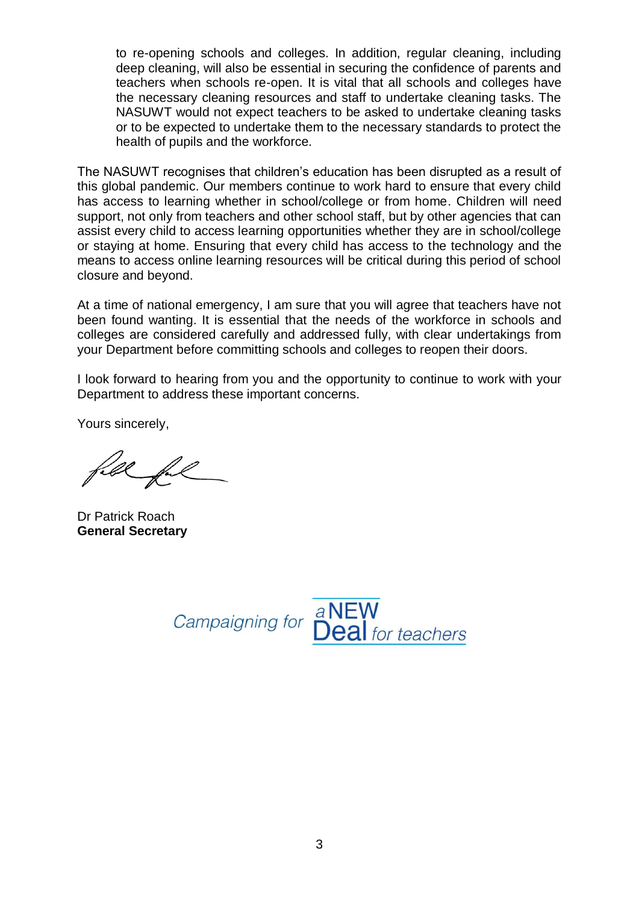to re-opening schools and colleges. In addition, regular cleaning, including deep cleaning, will also be essential in securing the confidence of parents and teachers when schools re-open. It is vital that all schools and colleges have the necessary cleaning resources and staff to undertake cleaning tasks. The NASUWT would not expect teachers to be asked to undertake cleaning tasks or to be expected to undertake them to the necessary standards to protect the health of pupils and the workforce.

The NASUWT recognises that children's education has been disrupted as a result of this global pandemic. Our members continue to work hard to ensure that every child has access to learning whether in school/college or from home. Children will need support, not only from teachers and other school staff, but by other agencies that can assist every child to access learning opportunities whether they are in school/college or staying at home. Ensuring that every child has access to the technology and the means to access online learning resources will be critical during this period of school closure and beyond.

At a time of national emergency, I am sure that you will agree that teachers have not been found wanting. It is essential that the needs of the workforce in schools and colleges are considered carefully and addressed fully, with clear undertakings from your Department before committing schools and colleges to reopen their doors.

I look forward to hearing from you and the opportunity to continue to work with your Department to address these important concerns.

Yours sincerely,

Dr Patrick Roach
**General Secretary**

*Campaigning for* a NEW Deal *for teachers*